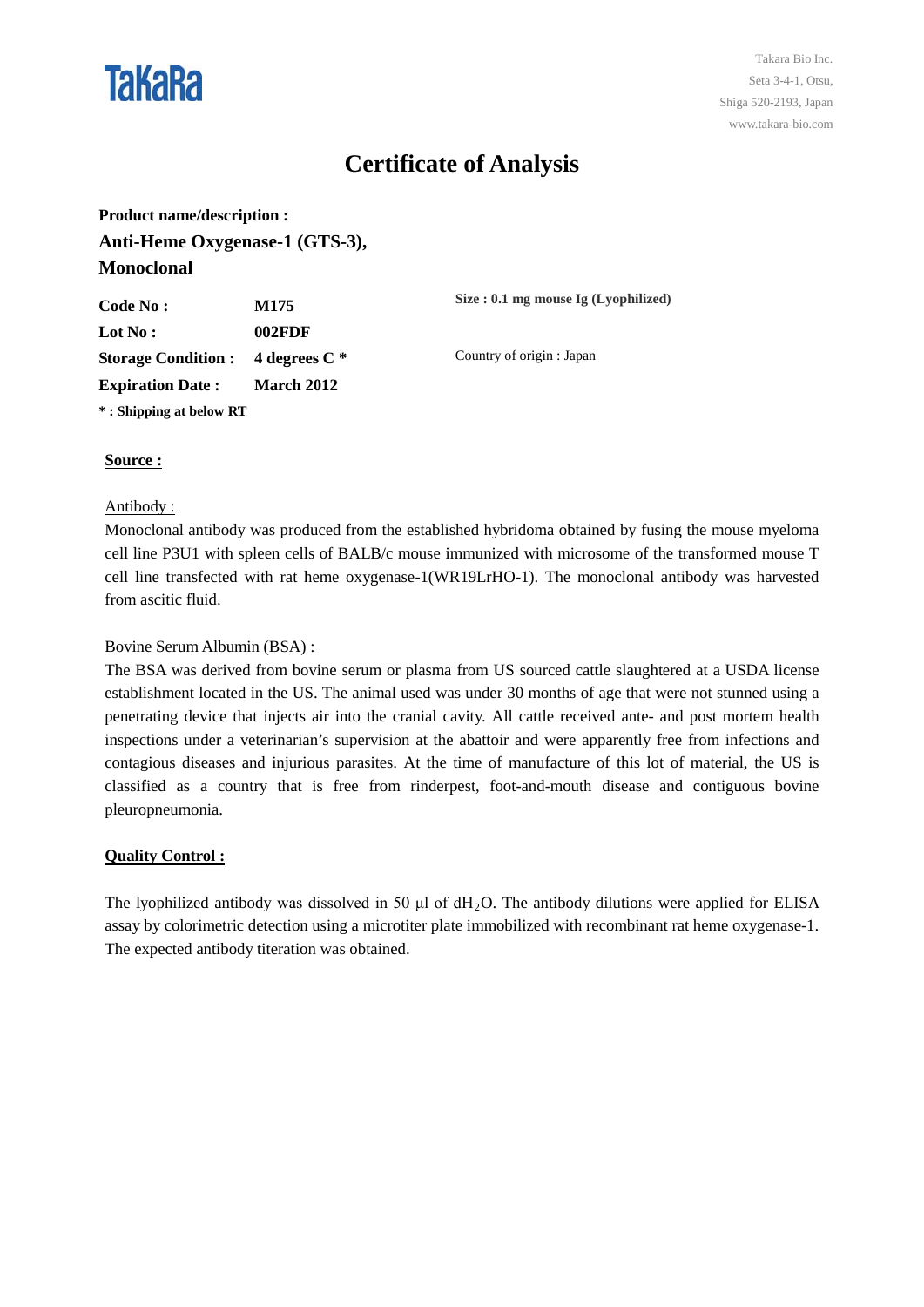TaKaRa

Takara Bio Inc.
Seta 3-4-1, Otsu,
Shiga 520-2193, Japan
www.takara-bio.com

# Certificate of Analysis

**Product name/description :**

**Anti-Heme Oxygenase-1 (GTS-3), Monoclonal**

| | | |
|---|---|---|
| **Code No :** | **M175** | **Size : 0.1 mg mouse Ig (Lyophilized)** |
| **Lot No :** | **002FDF** | |
| **Storage Condition :** | **4 degrees C \*** | Country of origin : Japan |
| **Expiration Date :** | **March 2012** | |

**\* : Shipping at below RT**

## Source :

Antibody :

Monoclonal antibody was produced from the established hybridoma obtained by fusing the mouse myeloma cell line P3U1 with spleen cells of BALB/c mouse immunized with microsome of the transformed mouse T cell line transfected with rat heme oxygenase-1(WR19LrHO-1). The monoclonal antibody was harvested from ascitic fluid.

Bovine Serum Albumin (BSA) :

The BSA was derived from bovine serum or plasma from US sourced cattle slaughtered at a USDA license establishment located in the US. The animal used was under 30 months of age that were not stunned using a penetrating device that injects air into the cranial cavity. All cattle received ante- and post mortem health inspections under a veterinarian's supervision at the abattoir and were apparently free from infections and contagious diseases and injurious parasites. At the time of manufacture of this lot of material, the US is classified as a country that is free from rinderpest, foot-and-mouth disease and contiguous bovine pleuropneumonia.

## Quality Control :

The lyophilized antibody was dissolved in 50 μl of $dH_2O$. The antibody dilutions were applied for ELISA assay by colorimetric detection using a microtiter plate immobilized with recombinant rat heme oxygenase-1. The expected antibody titeration was obtained.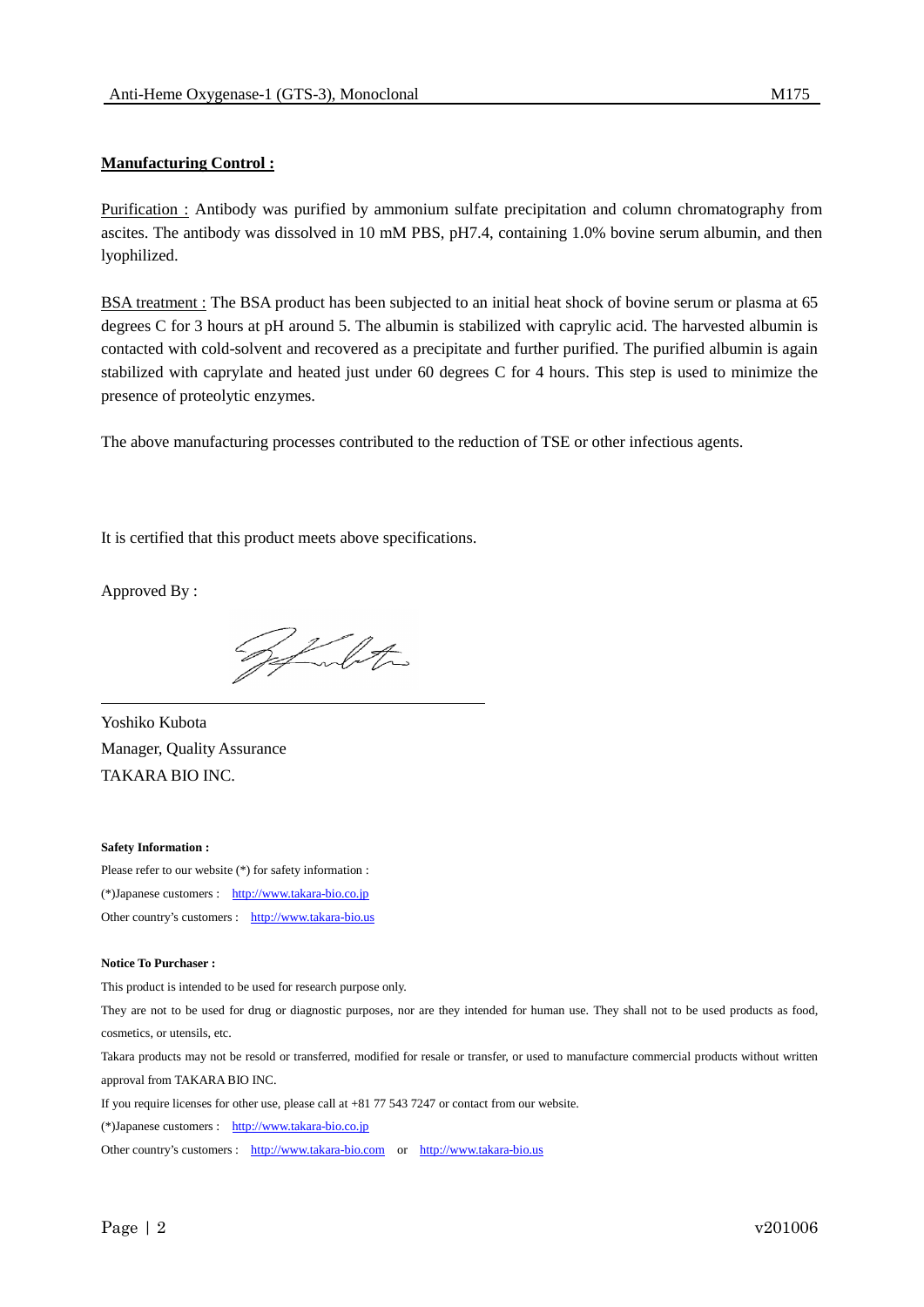**Manufacturing Control :**

Purification : Antibody was purified by ammonium sulfate precipitation and column chromatography from ascites. The antibody was dissolved in 10 mM PBS, pH7.4, containing 1.0% bovine serum albumin, and then lyophilized.

BSA treatment : The BSA product has been subjected to an initial heat shock of bovine serum or plasma at 65 degrees C for 3 hours at pH around 5. The albumin is stabilized with caprylic acid. The harvested albumin is contacted with cold-solvent and recovered as a precipitate and further purified. The purified albumin is again stabilized with caprylate and heated just under 60 degrees C for 4 hours. This step is used to minimize the presence of proteolytic enzymes.

The above manufacturing processes contributed to the reduction of TSE or other infectious agents.

It is certified that this product meets above specifications.

Approved By :

Yoshiko Kubota
Manager, Quality Assurance
TAKARA BIO INC.

**Safety Information :**

Please refer to our website (*) for safety information :

(*)Japanese customers : http://www.takara-bio.co.jp

Other country's customers : http://www.takara-bio.us

**Notice To Purchaser :**

This product is intended to be used for research purpose only.

They are not to be used for drug or diagnostic purposes, nor are they intended for human use. They shall not to be used products as food, cosmetics, or utensils, etc.

Takara products may not be resold or transferred, modified for resale or transfer, or used to manufacture commercial products without written approval from TAKARA BIO INC.

If you require licenses for other use, please call at +81 77 543 7247 or contact from our website.

(*)Japanese customers : http://www.takara-bio.co.jp

Other country's customers : http://www.takara-bio.com or http://www.takara-bio.us